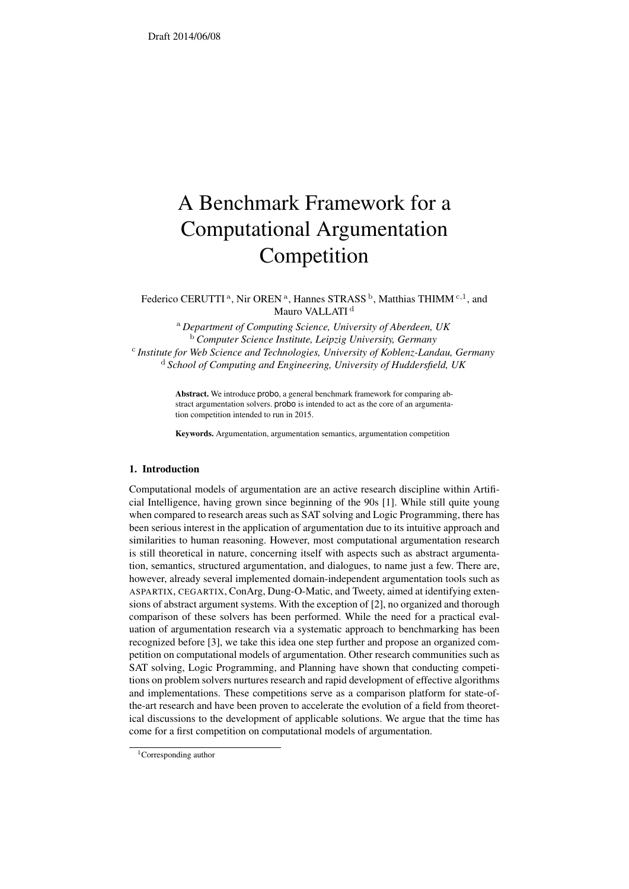Draft 2014/06/08

# A Benchmark Framework for a Computational Argumentation Competition

Federico CERUTTI [a], Nir OREN [a], Hannes STRASS [b], Matthias THIMM [c,1], and Mauro VALLATI [d]

[a] *Department of Computing Science, University of Aberdeen, UK*
[b] *Computer Science Institute, Leipzig University, Germany*
[c] *Institute for Web Science and Technologies, University of Koblenz-Landau, Germany*
[d] *School of Computing and Engineering, University of Huddersfield, UK*

**Abstract.** We introduce probo, a general benchmark framework for comparing abstract argumentation solvers. probo is intended to act as the core of an argumentation competition intended to run in 2015.

**Keywords.** Argumentation, argumentation semantics, argumentation competition

## 1. Introduction

Computational models of argumentation are an active research discipline within Artificial Intelligence, having grown since beginning of the 90s [1]. While still quite young when compared to research areas such as SAT solving and Logic Programming, there has been serious interest in the application of argumentation due to its intuitive approach and similarities to human reasoning. However, most computational argumentation research is still theoretical in nature, concerning itself with aspects such as abstract argumentation, semantics, structured argumentation, and dialogues, to name just a few. There are, however, already several implemented domain-independent argumentation tools such as ASPARTIX, CEGARTIX, ConArg, Dung-O-Matic, and Tweety, aimed at identifying extensions of abstract argument systems. With the exception of [2], no organized and thorough comparison of these solvers has been performed. While the need for a practical evaluation of argumentation research via a systematic approach to benchmarking has been recognized before [3], we take this idea one step further and propose an organized competition on computational models of argumentation. Other research communities such as SAT solving, Logic Programming, and Planning have shown that conducting competitions on problem solvers nurtures research and rapid development of effective algorithms and implementations. These competitions serve as a comparison platform for state-of-the-art research and have been proven to accelerate the evolution of a field from theoretical discussions to the development of applicable solutions. We argue that the time has come for a first competition on computational models of argumentation.

[1] Corresponding author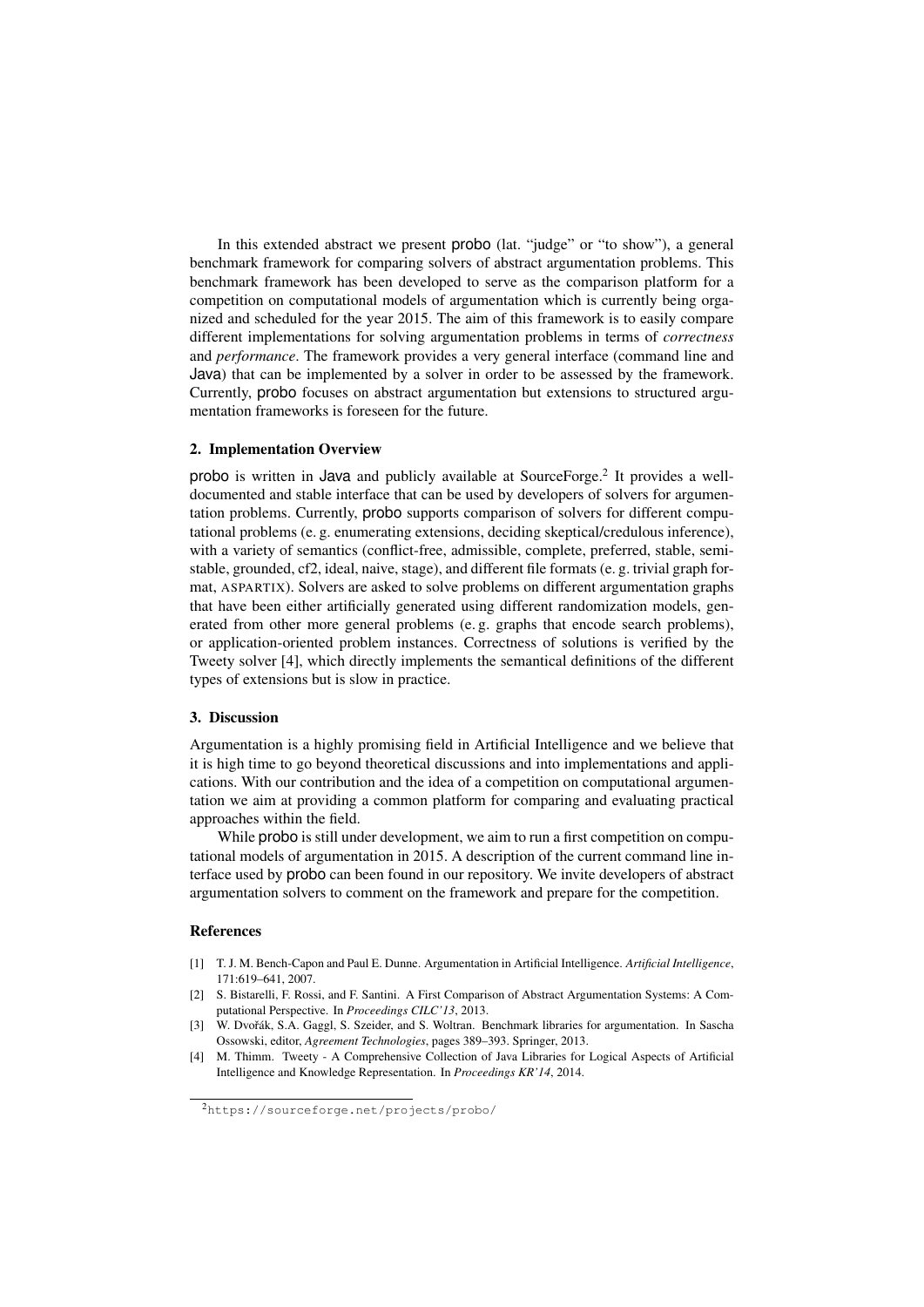In this extended abstract we present probo (lat. "judge" or "to show"), a general benchmark framework for comparing solvers of abstract argumentation problems. This benchmark framework has been developed to serve as the comparison platform for a competition on computational models of argumentation which is currently being organized and scheduled for the year 2015. The aim of this framework is to easily compare different implementations for solving argumentation problems in terms of *correctness* and *performance*. The framework provides a very general interface (command line and Java) that can be implemented by a solver in order to be assessed by the framework. Currently, probo focuses on abstract argumentation but extensions to structured argumentation frameworks is foreseen for the future.

## 2. Implementation Overview

probo is written in Java and publicly available at SourceForge.[2] It provides a well-documented and stable interface that can be used by developers of solvers for argumentation problems. Currently, probo supports comparison of solvers for different computational problems (e. g. enumerating extensions, deciding skeptical/credulous inference), with a variety of semantics (conflict-free, admissible, complete, preferred, stable, semi-stable, grounded, cf2, ideal, naive, stage), and different file formats (e. g. trivial graph format, ASPARTIX). Solvers are asked to solve problems on different argumentation graphs that have been either artificially generated using different randomization models, generated from other more general problems (e. g. graphs that encode search problems), or application-oriented problem instances. Correctness of solutions is verified by the Tweety solver [4], which directly implements the semantical definitions of the different types of extensions but is slow in practice.

## 3. Discussion

Argumentation is a highly promising field in Artificial Intelligence and we believe that it is high time to go beyond theoretical discussions and into implementations and applications. With our contribution and the idea of a competition on computational argumentation we aim at providing a common platform for comparing and evaluating practical approaches within the field.

While probo is still under development, we aim to run a first competition on computational models of argumentation in 2015. A description of the current command line interface used by probo can been found in our repository. We invite developers of abstract argumentation solvers to comment on the framework and prepare for the competition.

## References

[1] T. J. M. Bench-Capon and Paul E. Dunne. Argumentation in Artificial Intelligence. *Artificial Intelligence*, 171:619–641, 2007.

[2] S. Bistarelli, F. Rossi, and F. Santini. A First Comparison of Abstract Argumentation Systems: A Computational Perspective. In *Proceedings CILC'13*, 2013.

[3] W. Dvořák, S.A. Gaggl, S. Szeider, and S. Woltran. Benchmark libraries for argumentation. In Sascha Ossowski, editor, *Agreement Technologies*, pages 389–393. Springer, 2013.

[4] M. Thimm. Tweety - A Comprehensive Collection of Java Libraries for Logical Aspects of Artificial Intelligence and Knowledge Representation. In *Proceedings KR'14*, 2014.

[2] https://sourceforge.net/projects/probo/